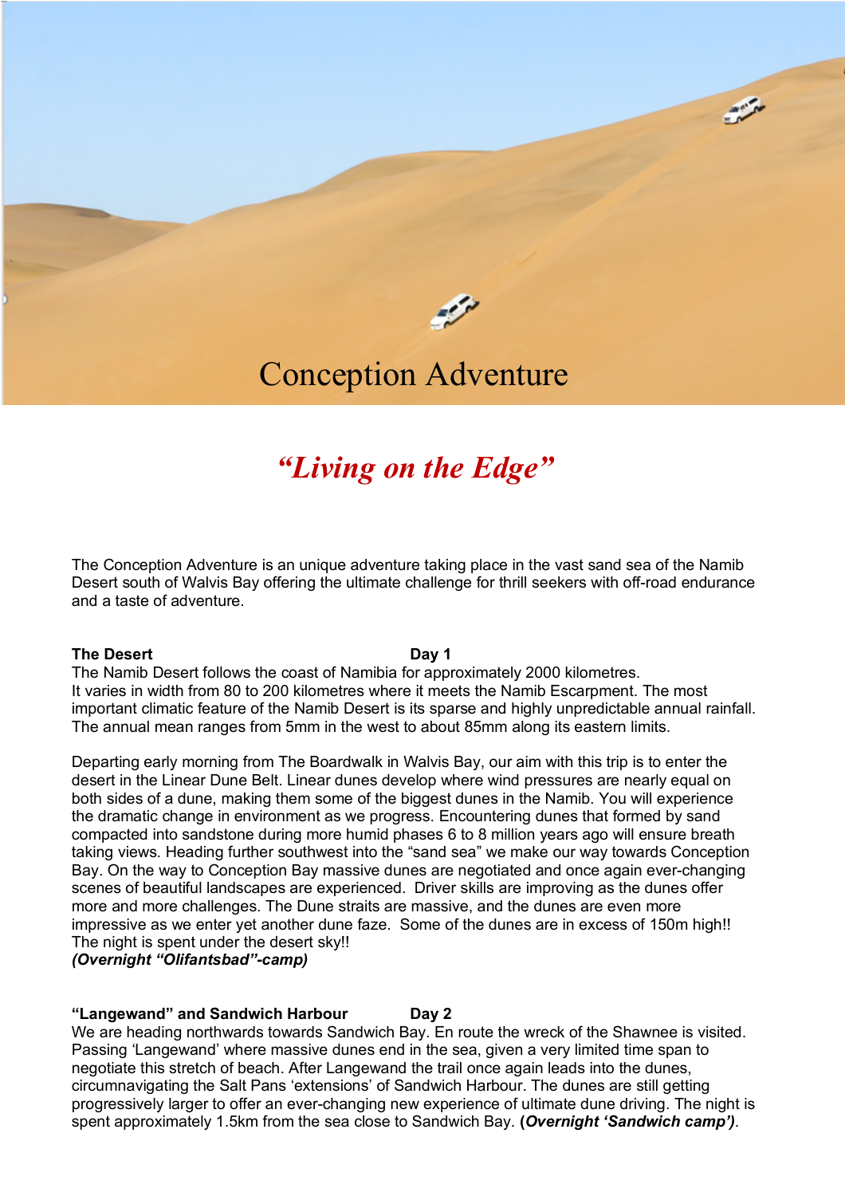# Conception Adventure

## *"Living on the Edge"*

The Conception Adventure is an unique adventure taking place in the vast sand sea of the Namib Desert south of Walvis Bay offering the ultimate challenge for thrill seekers with off-road endurance and a taste of adventure.

### The Desert — Day 1

The Namib Desert follows the coast of Namibia for approximately 2000 kilometres. It varies in width from 80 to 200 kilometres where it meets the Namib Escarpment. The most important climatic feature of the Namib Desert is its sparse and highly unpredictable annual rainfall. The annual mean ranges from 5mm in the west to about 85mm along its eastern limits.

Departing early morning from The Boardwalk in Walvis Bay, our aim with this trip is to enter the desert in the Linear Dune Belt. Linear dunes develop where wind pressures are nearly equal on both sides of a dune, making them some of the biggest dunes in the Namib. You will experience the dramatic change in environment as we progress. Encountering dunes that formed by sand compacted into sandstone during more humid phases 6 to 8 million years ago will ensure breath taking views. Heading further southwest into the "sand sea" we make our way towards Conception Bay. On the way to Conception Bay massive dunes are negotiated and once again ever-changing scenes of beautiful landscapes are experienced. Driver skills are improving as the dunes offer more and more challenges. The Dune straits are massive, and the dunes are even more impressive as we enter yet another dune faze. Some of the dunes are in excess of 150m high!! The night is spent under the desert sky!!
***(Overnight "Olifantsbad"-camp)***

### "Langewand" and Sandwich Harbour — Day 2

We are heading northwards towards Sandwich Bay. En route the wreck of the Shawnee is visited. Passing 'Langewand' where massive dunes end in the sea, given a very limited time span to negotiate this stretch of beach. After Langewand the trail once again leads into the dunes, circumnavigating the Salt Pans 'extensions' of Sandwich Harbour. The dunes are still getting progressively larger to offer an ever-changing new experience of ultimate dune driving. The night is spent approximately 1.5km from the sea close to Sandwich Bay. **(*Overnight 'Sandwich camp')***.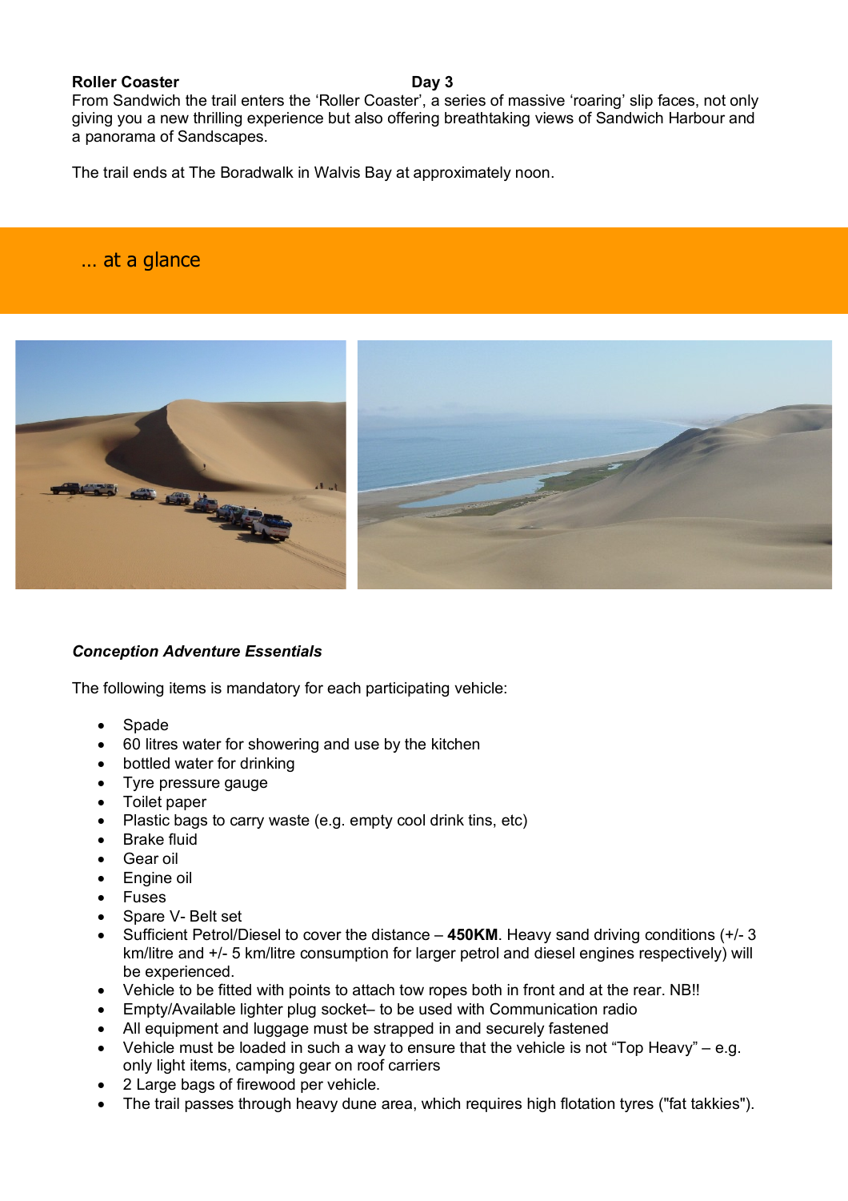**Roller Coaster** **Day 3**

From Sandwich the trail enters the 'Roller Coaster', a series of massive 'roaring' slip faces, not only giving you a new thrilling experience but also offering breathtaking views of Sandwich Harbour and a panorama of Sandscapes.

The trail ends at The Boradwalk in Walvis Bay at approximately noon.

## … at a glance

***Conception Adventure Essentials***

The following items is mandatory for each participating vehicle:

- Spade
- 60 litres water for showering and use by the kitchen
- bottled water for drinking
- Tyre pressure gauge
- Toilet paper
- Plastic bags to carry waste (e.g. empty cool drink tins, etc)
- Brake fluid
- Gear oil
- Engine oil
- Fuses
- Spare V- Belt set
- Sufficient Petrol/Diesel to cover the distance – **450KM**. Heavy sand driving conditions (+/- 3 km/litre and +/- 5 km/litre consumption for larger petrol and diesel engines respectively) will be experienced.
- Vehicle to be fitted with points to attach tow ropes both in front and at the rear. NB!!
- Empty/Available lighter plug socket– to be used with Communication radio
- All equipment and luggage must be strapped in and securely fastened
- Vehicle must be loaded in such a way to ensure that the vehicle is not "Top Heavy" – e.g. only light items, camping gear on roof carriers
- 2 Large bags of firewood per vehicle.
- The trail passes through heavy dune area, which requires high flotation tyres ("fat takkies").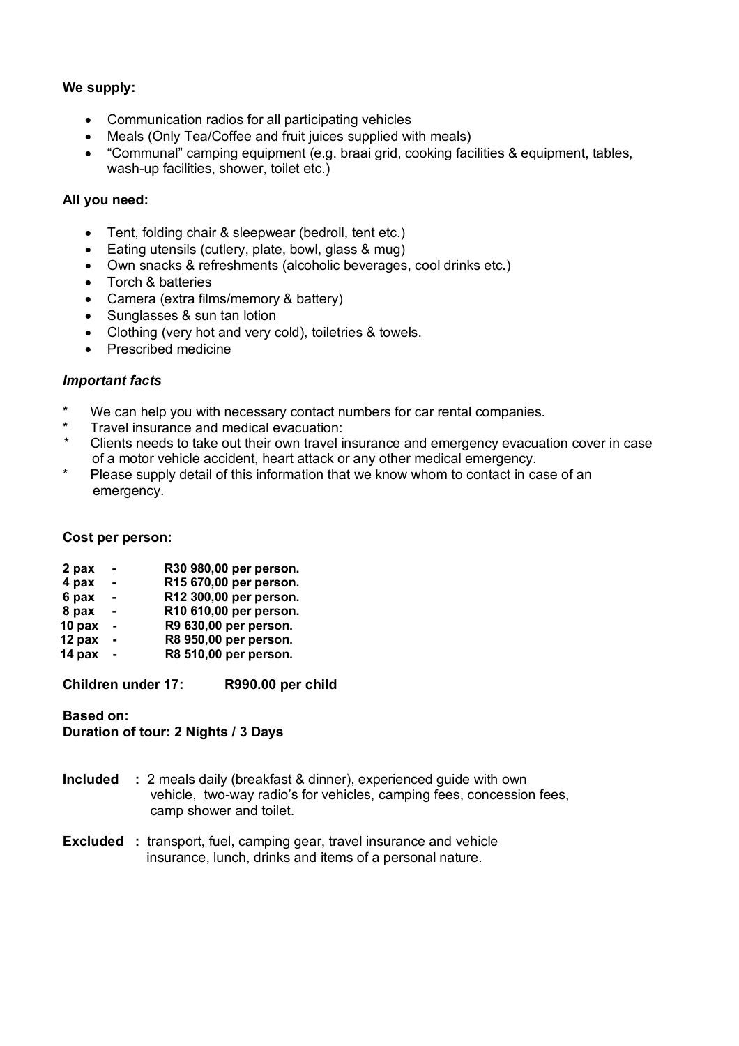**We supply:**

- Communication radios for all participating vehicles
- Meals (Only Tea/Coffee and fruit juices supplied with meals)
- "Communal" camping equipment (e.g. braai grid, cooking facilities & equipment, tables, wash-up facilities, shower, toilet etc.)

**All you need:**

- Tent, folding chair & sleepwear (bedroll, tent etc.)
- Eating utensils (cutlery, plate, bowl, glass & mug)
- Own snacks & refreshments (alcoholic beverages, cool drinks etc.)
- Torch & batteries
- Camera (extra films/memory & battery)
- Sunglasses & sun tan lotion
- Clothing (very hot and very cold), toiletries & towels.
- Prescribed medicine

***Important facts***

\* We can help you with necessary contact numbers for car rental companies.
\* Travel insurance and medical evacuation:
\* Clients needs to take out their own travel insurance and emergency evacuation cover in case of a motor vehicle accident, heart attack or any other medical emergency.
\* Please supply detail of this information that we know whom to contact in case of an emergency.

**Cost per person:**

| | | |
|---|---|---|
| **2 pax** | **-** | **R30 980,00 per person.** |
| **4 pax** | **-** | **R15 670,00 per person.** |
| **6 pax** | **-** | **R12 300,00 per person.** |
| **8 pax** | **-** | **R10 610,00 per person.** |
| **10 pax** | **-** | **R9 630,00 per person.** |
| **12 pax** | **-** | **R8 950,00 per person.** |
| **14 pax** | **-** | **R8 510,00 per person.** |

**Children under 17: R990.00 per child**

**Based on:**
**Duration of tour: 2 Nights / 3 Days**

**Included :** 2 meals daily (breakfast & dinner), experienced guide with own vehicle, two-way radio's for vehicles, camping fees, concession fees, camp shower and toilet.

**Excluded :** transport, fuel, camping gear, travel insurance and vehicle insurance, lunch, drinks and items of a personal nature.